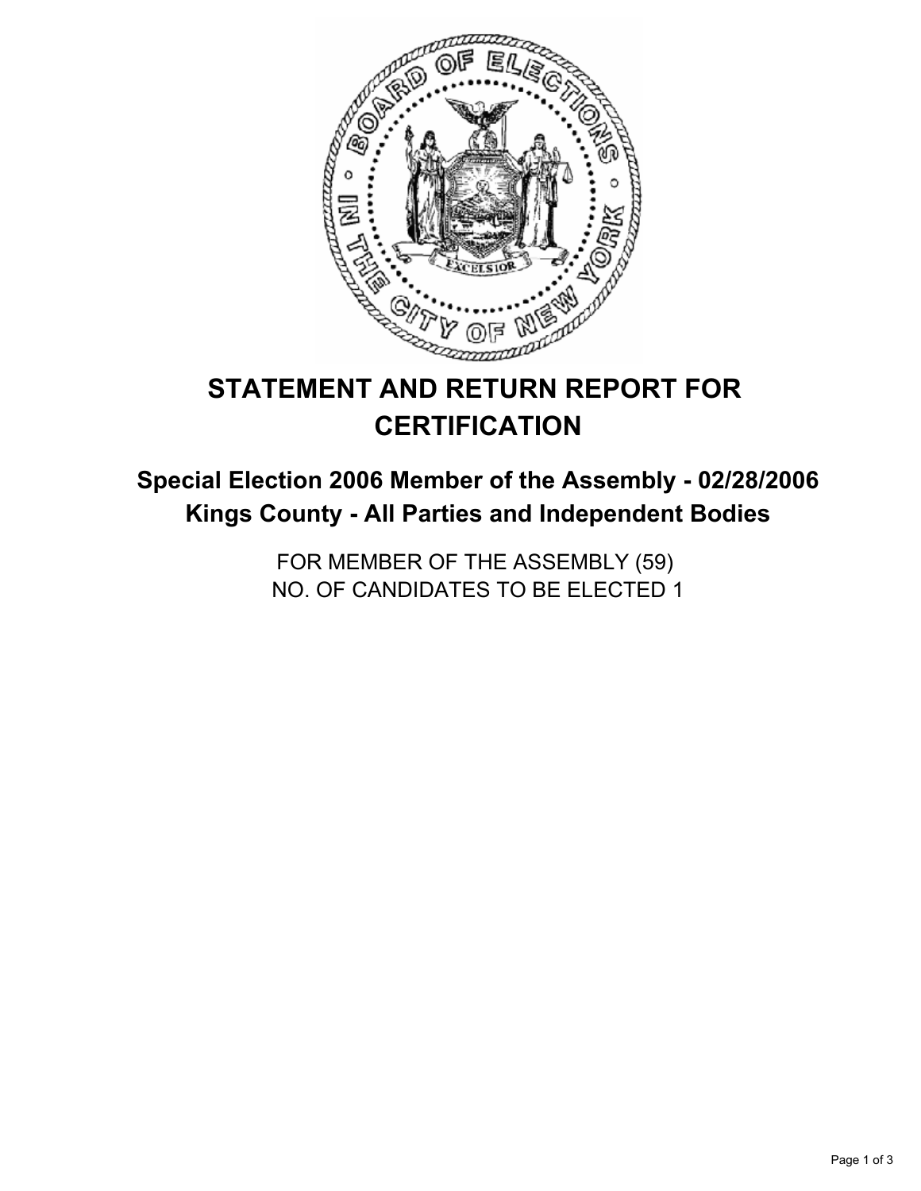# STATEMENT AND RETURN REPORT FOR CERTIFICATION

## Special Election 2006 Member of the Assembly - 02/28/2006
## Kings County - All Parties and Independent Bodies

FOR MEMBER OF THE ASSEMBLY (59)
NO. OF CANDIDATES TO BE ELECTED 1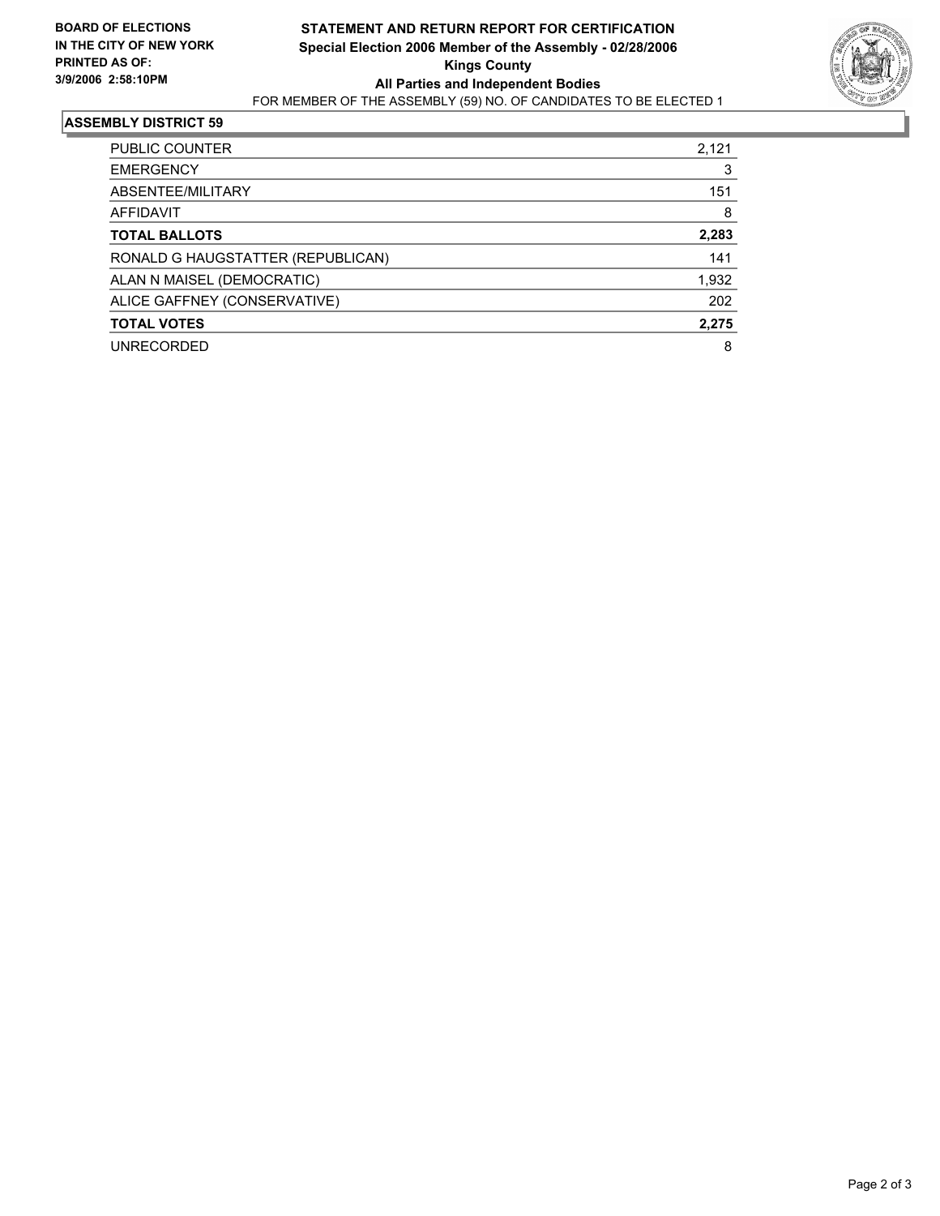**BOARD OF ELECTIONS**
**IN THE CITY OF NEW YORK**
**PRINTED AS OF:**
**3/9/2006 2:58:10PM**

**STATEMENT AND RETURN REPORT FOR CERTIFICATION**
**Special Election 2006 Member of the Assembly - 02/28/2006**
**Kings County**
**All Parties and Independent Bodies**
FOR MEMBER OF THE ASSEMBLY (59) NO. OF CANDIDATES TO BE ELECTED 1

## ASSEMBLY DISTRICT 59

| | |
|---|---|
| PUBLIC COUNTER | 2,121 |
| EMERGENCY | 3 |
| ABSENTEE/MILITARY | 151 |
| AFFIDAVIT | 8 |
| **TOTAL BALLOTS** | **2,283** |
| RONALD G HAUGSTATTER (REPUBLICAN) | 141 |
| ALAN N MAISEL (DEMOCRATIC) | 1,932 |
| ALICE GAFFNEY (CONSERVATIVE) | 202 |
| **TOTAL VOTES** | **2,275** |
| UNRECORDED | 8 |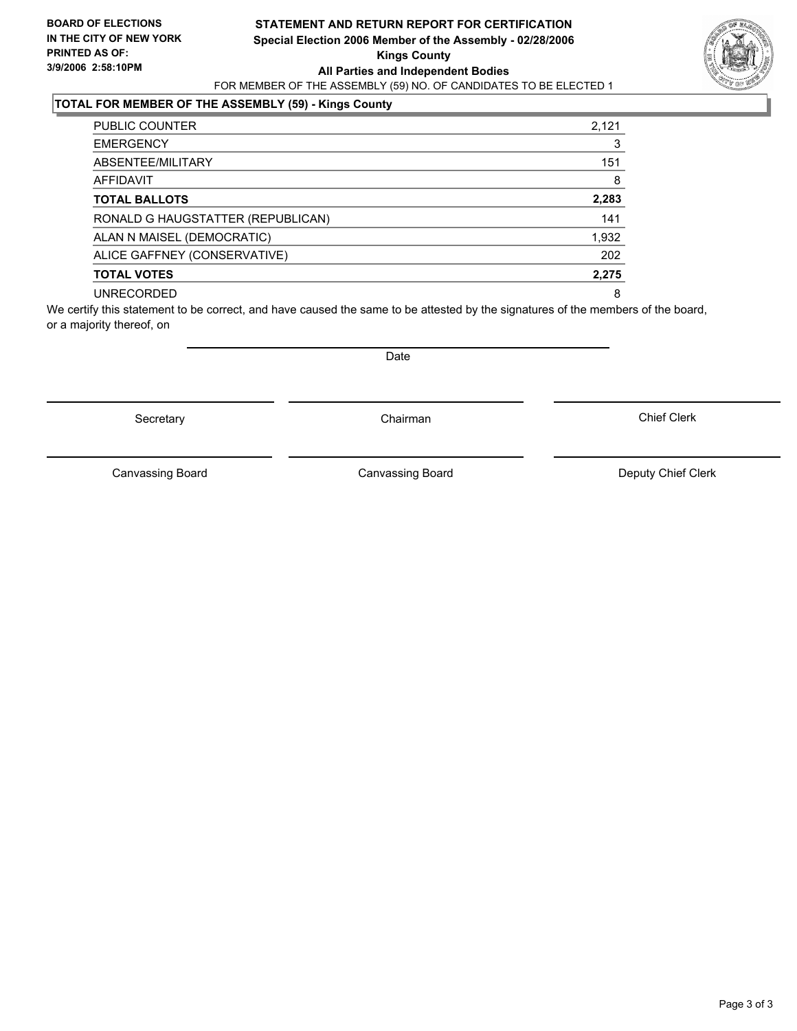**BOARD OF ELECTIONS IN THE CITY OF NEW YORK**
**PRINTED AS OF: 3/9/2006 2:58:10PM**

**STATEMENT AND RETURN REPORT FOR CERTIFICATION**
**Special Election 2006 Member of the Assembly - 02/28/2006**
**Kings County**
**All Parties and Independent Bodies**
FOR MEMBER OF THE ASSEMBLY (59) NO. OF CANDIDATES TO BE ELECTED 1

**TOTAL FOR MEMBER OF THE ASSEMBLY (59) - Kings County**

| | |
|---|---|
| PUBLIC COUNTER | 2,121 |
| EMERGENCY | 3 |
| ABSENTEE/MILITARY | 151 |
| AFFIDAVIT | 8 |
| **TOTAL BALLOTS** | **2,283** |
| RONALD G HAUGSTATTER (REPUBLICAN) | 141 |
| ALAN N MAISEL (DEMOCRATIC) | 1,932 |
| ALICE GAFFNEY (CONSERVATIVE) | 202 |
| **TOTAL VOTES** | **2,275** |
| UNRECORDED | 8 |

We certify this statement to be correct, and have caused the same to be attested by the signatures of the members of the board, or a majority thereof, on

Date

Secretary

Chairman

Chief Clerk

Canvassing Board

Canvassing Board

Deputy Chief Clerk